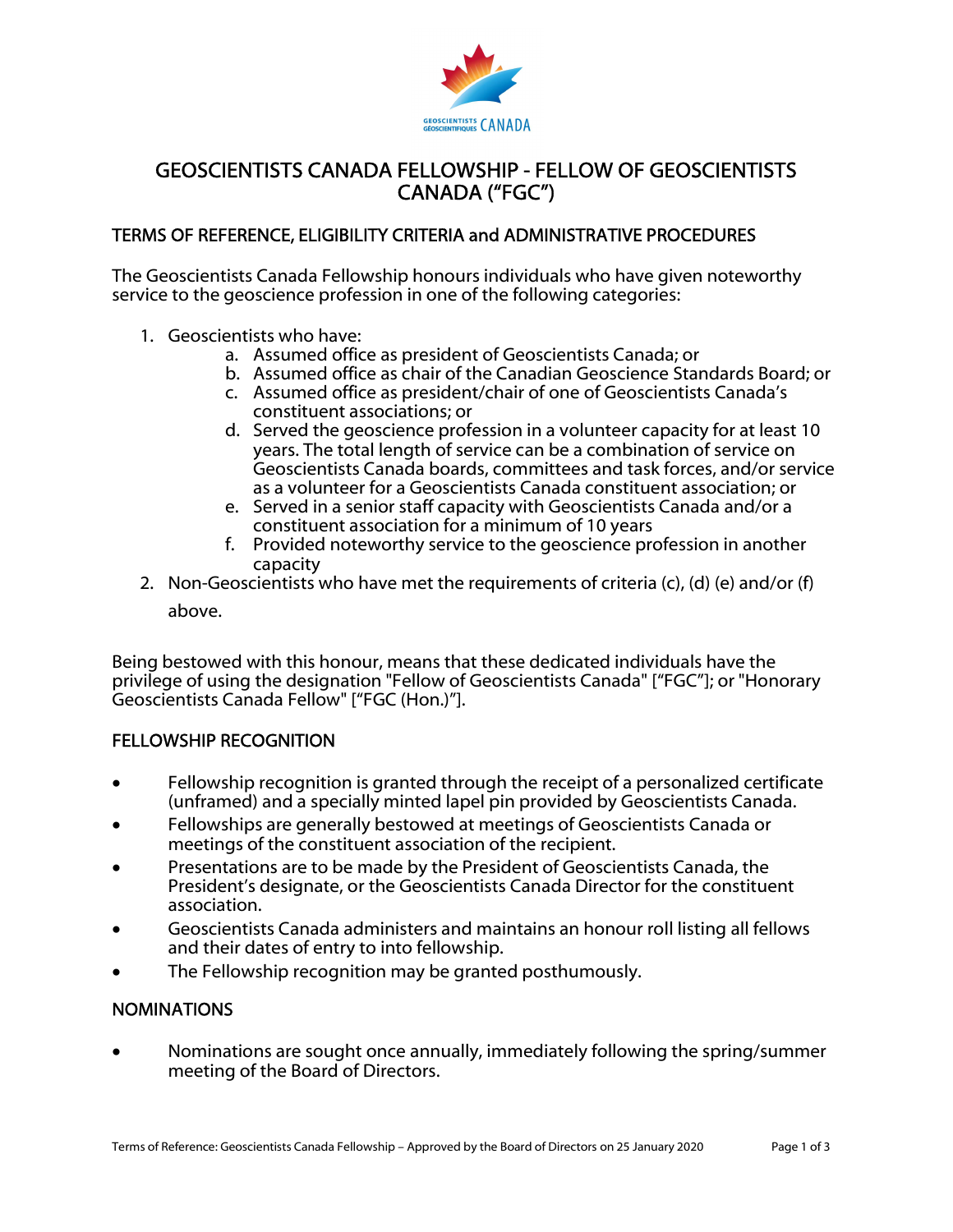# GEOSCIENTISTS CANADA FELLOWSHIP - FELLOW OF GEOSCIENTISTS CANADA ("FGC")

## TERMS OF REFERENCE, ELIGIBILITY CRITERIA and ADMINISTRATIVE PROCEDURES

The Geoscientists Canada Fellowship honours individuals who have given noteworthy service to the geoscience profession in one of the following categories:

1. Geoscientists who have:
   a. Assumed office as president of Geoscientists Canada; or
   b. Assumed office as chair of the Canadian Geoscience Standards Board; or
   c. Assumed office as president/chair of one of Geoscientists Canada's constituent associations; or
   d. Served the geoscience profession in a volunteer capacity for at least 10 years. The total length of service can be a combination of service on Geoscientists Canada boards, committees and task forces, and/or service as a volunteer for a Geoscientists Canada constituent association; or
   e. Served in a senior staff capacity with Geoscientists Canada and/or a constituent association for a minimum of 10 years
   f. Provided noteworthy service to the geoscience profession in another capacity
2. Non-Geoscientists who have met the requirements of criteria (c), (d) (e) and/or (f) above.

Being bestowed with this honour, means that these dedicated individuals have the privilege of using the designation "Fellow of Geoscientists Canada" ["FGC"]; or "Honorary Geoscientists Canada Fellow" ["FGC (Hon.)"].

## FELLOWSHIP RECOGNITION

- Fellowship recognition is granted through the receipt of a personalized certificate (unframed) and a specially minted lapel pin provided by Geoscientists Canada.
- Fellowships are generally bestowed at meetings of Geoscientists Canada or meetings of the constituent association of the recipient.
- Presentations are to be made by the President of Geoscientists Canada, the President's designate, or the Geoscientists Canada Director for the constituent association.
- Geoscientists Canada administers and maintains an honour roll listing all fellows and their dates of entry to into fellowship.
- The Fellowship recognition may be granted posthumously.

## NOMINATIONS

- Nominations are sought once annually, immediately following the spring/summer meeting of the Board of Directors.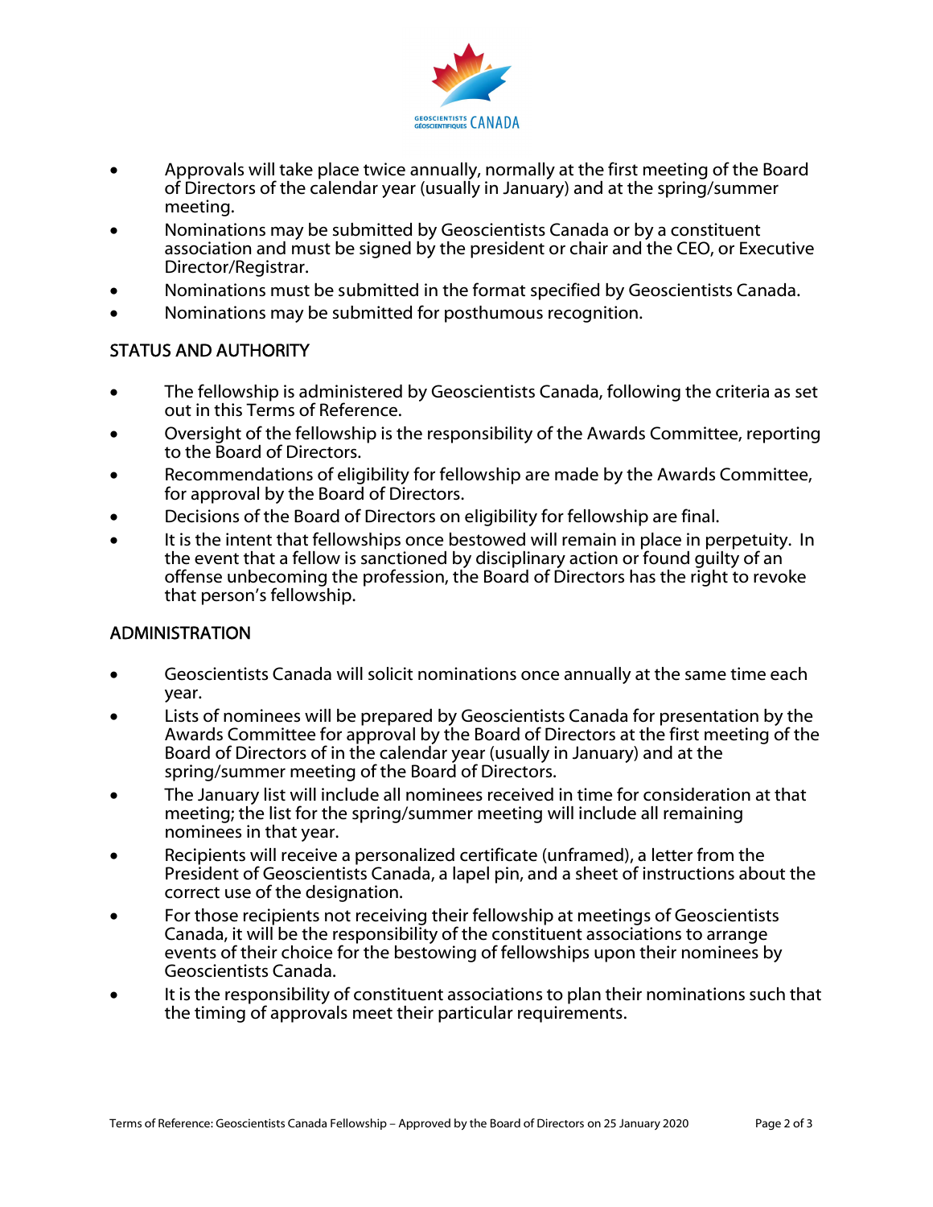- Approvals will take place twice annually, normally at the first meeting of the Board of Directors of the calendar year (usually in January) and at the spring/summer meeting.
- Nominations may be submitted by Geoscientists Canada or by a constituent association and must be signed by the president or chair and the CEO, or Executive Director/Registrar.
- Nominations must be submitted in the format specified by Geoscientists Canada.
- Nominations may be submitted for posthumous recognition.

## STATUS AND AUTHORITY

- The fellowship is administered by Geoscientists Canada, following the criteria as set out in this Terms of Reference.
- Oversight of the fellowship is the responsibility of the Awards Committee, reporting to the Board of Directors.
- Recommendations of eligibility for fellowship are made by the Awards Committee, for approval by the Board of Directors.
- Decisions of the Board of Directors on eligibility for fellowship are final.
- It is the intent that fellowships once bestowed will remain in place in perpetuity. In the event that a fellow is sanctioned by disciplinary action or found guilty of an offense unbecoming the profession, the Board of Directors has the right to revoke that person's fellowship.

## ADMINISTRATION

- Geoscientists Canada will solicit nominations once annually at the same time each year.
- Lists of nominees will be prepared by Geoscientists Canada for presentation by the Awards Committee for approval by the Board of Directors at the first meeting of the Board of Directors of in the calendar year (usually in January) and at the spring/summer meeting of the Board of Directors.
- The January list will include all nominees received in time for consideration at that meeting; the list for the spring/summer meeting will include all remaining nominees in that year.
- Recipients will receive a personalized certificate (unframed), a letter from the President of Geoscientists Canada, a lapel pin, and a sheet of instructions about the correct use of the designation.
- For those recipients not receiving their fellowship at meetings of Geoscientists Canada, it will be the responsibility of the constituent associations to arrange events of their choice for the bestowing of fellowships upon their nominees by Geoscientists Canada.
- It is the responsibility of constituent associations to plan their nominations such that the timing of approvals meet their particular requirements.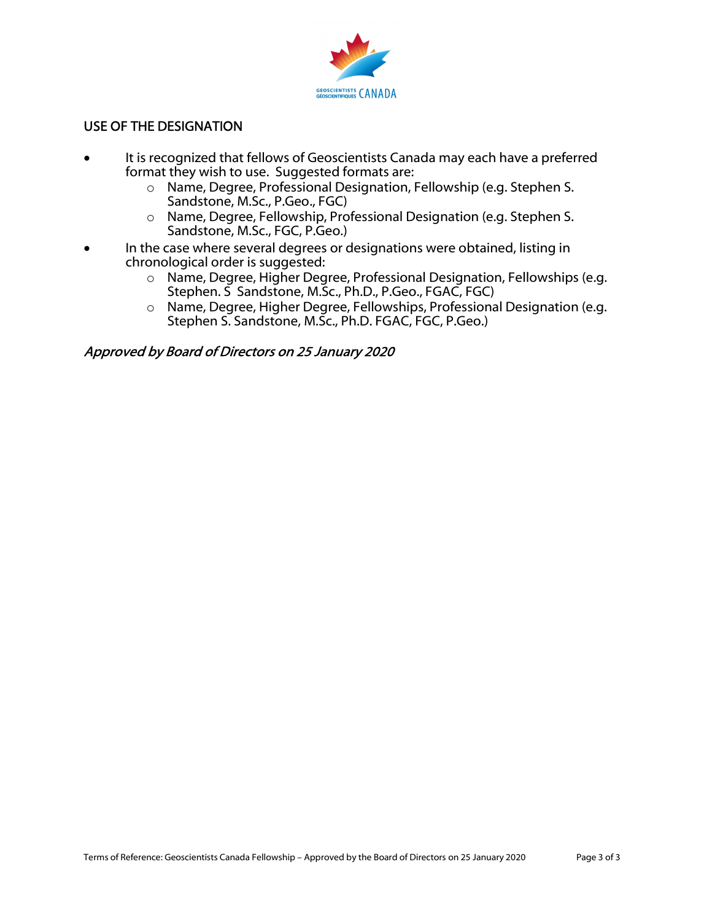## USE OF THE DESIGNATION

- It is recognized that fellows of Geoscientists Canada may each have a preferred format they wish to use. Suggested formats are:
  - Name, Degree, Professional Designation, Fellowship (e.g. Stephen S. Sandstone, M.Sc., P.Geo., FGC)
  - Name, Degree, Fellowship, Professional Designation (e.g. Stephen S. Sandstone, M.Sc., FGC, P.Geo.)
- In the case where several degrees or designations were obtained, listing in chronological order is suggested:
  - Name, Degree, Higher Degree, Professional Designation, Fellowships (e.g. Stephen. S Sandstone, M.Sc., Ph.D., P.Geo., FGAC, FGC)
  - Name, Degree, Higher Degree, Fellowships, Professional Designation (e.g. Stephen S. Sandstone, M.Sc., Ph.D. FGAC, FGC, P.Geo.)

*Approved by Board of Directors on 25 January 2020*